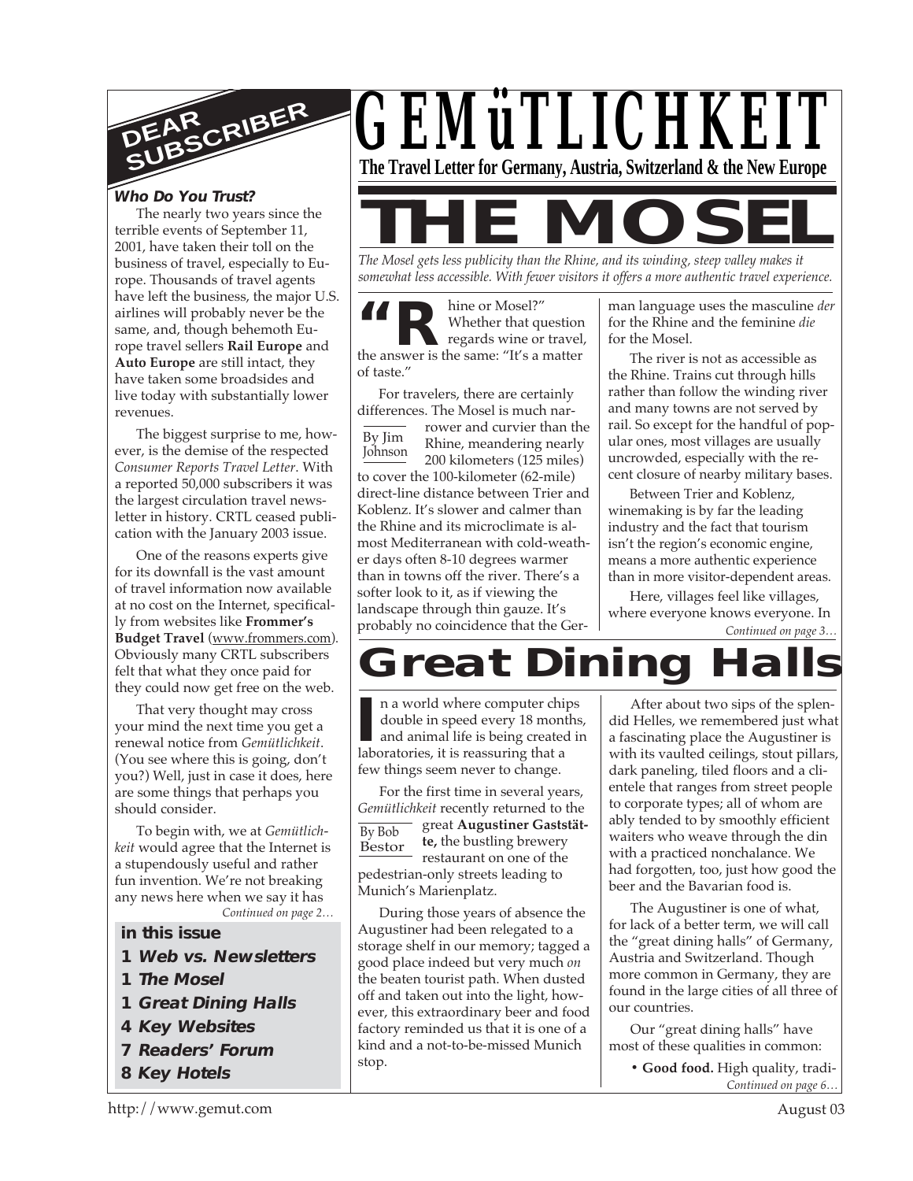# GEMüTLICHKEIT

**The Travel Letter for Germany, Austria, Switzerland & the New Europe**

## DEAR SUBSCRIBER

***Who Do You Trust?***

The nearly two years since the terrible events of September 11, 2001, have taken their toll on the business of travel, especially to Europe. Thousands of travel agents have left the business, the major U.S. airlines will probably never be the same, and, though behemoth Europe travel sellers **Rail Europe** and **Auto Europe** are still intact, they have taken some broadsides and live today with substantially lower revenues.

The biggest surprise to me, however, is the demise of the respected *Consumer Reports Travel Letter*. With a reported 50,000 subscribers it was the largest circulation travel newsletter in history. CRTL ceased publication with the January 2003 issue.

One of the reasons experts give for its downfall is the vast amount of travel information now available at no cost on the Internet, specifically from websites like **Frommer's Budget Travel** (www.frommers.com). Obviously many CRTL subscribers felt that what they once paid for they could now get free on the web.

That very thought may cross your mind the next time you get a renewal notice from *Gemütlichkeit*. (You see where this is going, don't you?) Well, just in case it does, here are some things that perhaps you should consider.

To begin with, we at *Gemütlichkeit* would agree that the Internet is a stupendously useful and rather fun invention. We're not breaking any news here when we say it has

*Continued on page 2…*

**in this issue**

- **1** ***Web vs. Newsletters***
- **1** ***The Mosel***
- **1** ***Great Dining Halls***
- **4** ***Key Websites***
- **7** ***Readers' Forum***
- **8** ***Key Hotels***

# THE MOSEL

*The Mosel gets less publicity than the Rhine, and its winding, steep valley makes it somewhat less accessible. With fewer visitors it offers a more authentic travel experience.*

By Jim Johnson

"Rhine or Mosel?" Whether that question regards wine or travel, the answer is the same: "It's a matter of taste."

For travelers, there are certainly differences. The Mosel is much narrower and curvier than the Rhine, meandering nearly 200 kilometers (125 miles) to cover the 100-kilometer (62-mile) direct-line distance between Trier and Koblenz. It's slower and calmer than the Rhine and its microclimate is almost Mediterranean with cold-weather days often 8-10 degrees warmer than in towns off the river. There's a softer look to it, as if viewing the landscape through thin gauze. It's probably no coincidence that the German language uses the masculine *der* for the Rhine and the feminine *die* for the Mosel.

The river is not as accessible as the Rhine. Trains cut through hills rather than follow the winding river and many towns are not served by rail. So except for the handful of popular ones, most villages are usually uncrowded, especially with the recent closure of nearby military bases.

Between Trier and Koblenz, winemaking is by far the leading industry and the fact that tourism isn't the region's economic engine, means a more authentic experience than in more visitor-dependent areas.

Here, villages feel like villages, where everyone knows everyone. In

*Continued on page 3…*

# Great Dining Halls

By Bob Bestor

In a world where computer chips double in speed every 18 months, and animal life is being created in laboratories, it is reassuring that a few things seem never to change.

For the first time in several years, *Gemütlichkeit* recently returned to the great **Augustiner Gaststätte,** the bustling brewery restaurant on one of the pedestrian-only streets leading to Munich's Marienplatz.

During those years of absence the Augustiner had been relegated to a storage shelf in our memory; tagged a good place indeed but very much *on* the beaten tourist path. When dusted off and taken out into the light, however, this extraordinary beer and food factory reminded us that it is one of a kind and a not-to-be-missed Munich stop.

After about two sips of the splendid Helles, we remembered just what a fascinating place the Augustiner is with its vaulted ceilings, stout pillars, dark paneling, tiled floors and a clientele that ranges from street people to corporate types; all of whom are ably tended to by smoothly efficient waiters who weave through the din with a practiced nonchalance. We had forgotten, too, just how good the beer and the Bavarian food is.

The Augustiner is one of what, for lack of a better term, we will call the "great dining halls" of Germany, Austria and Switzerland. Though more common in Germany, they are found in the large cities of all three of our countries.

Our "great dining halls" have most of these qualities in common:

- **Good food.** High quality, tradi-

*Continued on page 6…*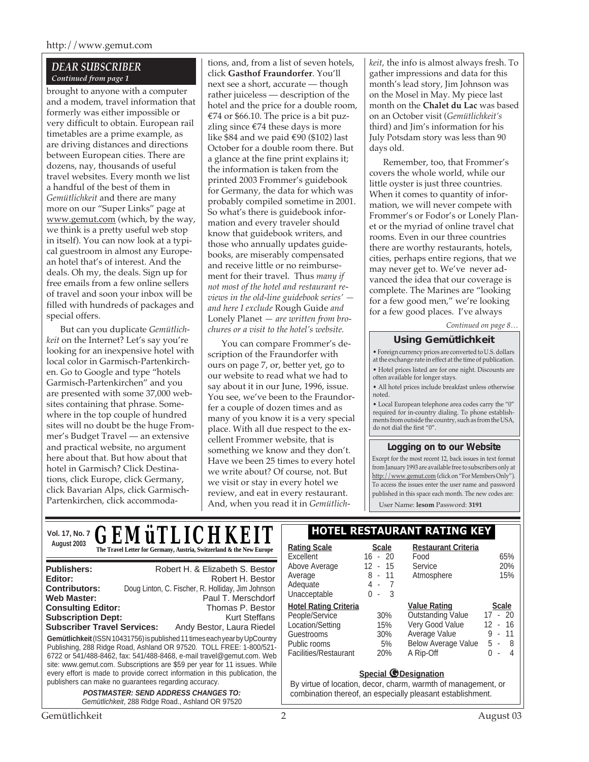## DEAR SUBSCRIBER

*Continued from page 1*

brought to anyone with a computer and a modem, travel information that formerly was either impossible or very difficult to obtain. European rail timetables are a prime example, as are driving distances and directions between European cities. There are dozens, nay, thousands of useful travel websites. Every month we list a handful of the best of them in *Gemütlichkeit* and there are many more on our "Super Links" page at www.gemut.com (which, by the way, we think is a pretty useful web stop in itself). You can now look at a typical guestroom in almost any European hotel that's of interest. And the deals. Oh my, the deals. Sign up for free emails from a few online sellers of travel and soon your inbox will be filled with hundreds of packages and special offers.

But can you duplicate *Gemütlichkeit* on the Internet? Let's say you're looking for an inexpensive hotel with local color in Garmisch-Partenkirchen. Go to Google and type "hotels Garmisch-Partenkirchen" and you are presented with some 37,000 websites containing that phrase. Somewhere in the top couple of hundred sites will no doubt be the huge Frommer's Budget Travel — an extensive and practical website, no argument here about that. But how about that hotel in Garmisch? Click Destinations, click Europe, click Germany, click Bavarian Alps, click Garmisch-Partenkirchen, click accommodations, and, from a list of seven hotels, click **Gasthof Fraundorfer**. You'll next see a short, accurate — though rather juiceless — description of the hotel and the price for a double room, €74 or $66.10. The price is a bit puzzling since €74 these days is more like $84 and we paid €90 ($102) last October for a double room there. But a glance at the fine print explains it; the information is taken from the printed 2003 Frommer's guidebook for Germany, the data for which was probably compiled sometime in 2001. So what's there is guidebook information and every traveler should know that guidebook writers, and those who annually updates guidebooks, are miserably compensated and receive little or no reimbursement for their travel. Thus *many if not most of the hotel and restaurant reviews in the old-line guidebook series' — and here I exclude* Rough Guide *and* Lonely Planet *— are written from brochures or a visit to the hotel's website.*

You can compare Frommer's description of the Fraundorfer with ours on page 7, or, better yet, go to our website to read what we had to say about it in our June, 1996, issue. You see, we've been to the Fraundorfer a couple of dozen times and as many of you know it is a very special place. With all due respect to the excellent Frommer website, that is something we know and they don't. Have we been 25 times to every hotel we write about? Of course, not. But we visit or stay in every hotel we review, and eat in every restaurant. And, when you read it in *Gemütlichkeit*, the info is almost always fresh. To gather impressions and data for this month's lead story, Jim Johnson was on the Mosel in May. My piece last month on the **Chalet du Lac** was based on an October visit (*Gemütlichkeit's* third) and Jim's information for his July Potsdam story was less than 90 days old.

Remember, too, that Frommer's covers the whole world, while our little oyster is just three countries. When it comes to quantity of information, we will never compete with Frommer's or Fodor's or Lonely Planet or the myriad of online travel chat rooms. Even in our three countries there are worthy restaurants, hotels, cities, perhaps entire regions, that we may never get to. We've never advanced the idea that our coverage is complete. The Marines are "looking for a few good men," we're looking for a few good places. I've always

*Continued on page 8…*

### Using Gemütlichkeit

- Foreign currency prices are converted to U.S. dollars at the exchange rate in effect at the time of publication.
- Hotel prices listed are for one night. Discounts are often available for longer stays.
- All hotel prices include breakfast unless otherwise noted.
- Local European telephone area codes carry the "0" required for in-country dialing. To phone establishments from outside the country, such as from the USA, do not dial the first "0".

### Logging on to our Website

Except for the most recent 12, back issues in text format from January 1993 are available free to subscribers only at http://www.gemut.com (click on "For Members Only"). To access the issues enter the user name and password published in this space each month. The new codes are:

User Name: **lesom** Password: **3191**

---

# GEMüTLICHKEIT

**Vol. 17, No. 7 — August 2003**

**The Travel Letter for Germany, Austria, Switzerland & the New Europe**

| | |
|---|---|
| **Publishers:** | Robert H. & Elizabeth S. Bestor |
| **Editor:** | Robert H. Bestor |
| **Contributors:** | Doug Linton, C. Fischer, R. Holliday, Jim Johnson |
| **Web Master:** | Paul T. Merschdorf |
| **Consulting Editor:** | Thomas P. Bestor |
| **Subscription Dept:** | Kurt Steffans |
| **Subscriber Travel Services:** | Andy Bestor, Laura Riedel |

**Gemütlichkeit** (ISSN 10431756) is published 11 times each year by UpCountry Publishing, 288 Ridge Road, Ashland OR 97520. TOLL FREE: 1-800/521-6722 or 541/488-8462, fax: 541/488-8468, e-mail travel@gemut.com. Web site: www.gemut.com. Subscriptions are $59 per year for 11 issues. While every effort is made to provide correct information in this publication, the publishers can make no guarantees regarding accuracy.

***POSTMASTER: SEND ADDRESS CHANGES TO:***
*Gemütlichkeit*, 288 Ridge Road., Ashland OR 97520

## HOTEL RESTAURANT RATING KEY

| Rating Scale | Scale |
|---|---|
| Excellent | 16 - 20 |
| Above Average | 12 - 15 |
| Average | 8 - 11 |
| Adequate | 4 - 7 |
| Unacceptable | 0 - 3 |

| Restaurant Criteria | |
|---|---|
| Food | 65% |
| Service | 20% |
| Atmosphere | 15% |

| Hotel Rating Criteria | |
|---|---|
| People/Service | 30% |
| Location/Setting | 15% |
| Guestrooms | 30% |
| Public rooms | 5% |
| Facilities/Restaurant | 20% |

| Value Rating | Scale |
|---|---|
| Outstanding Value | 17 - 20 |
| Very Good Value | 12 - 16 |
| Average Value | 9 - 11 |
| Below Average Value | 5 - 8 |
| A Rip-Off | 0 - 4 |

**Special G Designation**

By virtue of location, decor, charm, warmth of management, or combination thereof, an especially pleasant establishment.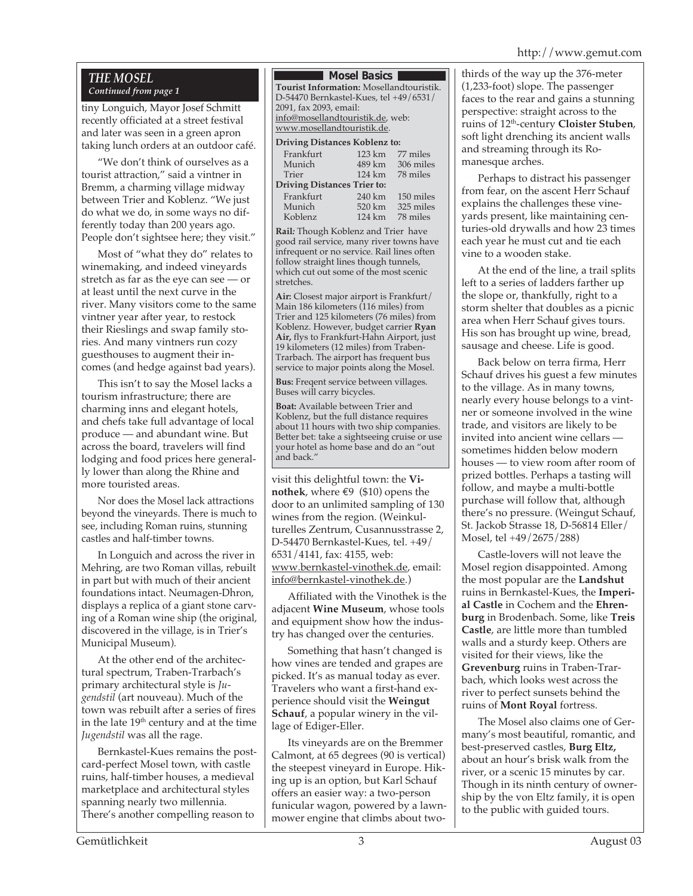### *THE MOSEL*
***Continued from page 1***

tiny Longuich, Mayor Josef Schmitt recently officiated at a street festival and later was seen in a green apron taking lunch orders at an outdoor café.

"We don't think of ourselves as a tourist attraction," said a vintner in Bremm, a charming village midway between Trier and Koblenz. "We just do what we do, in some ways no differently today than 200 years ago. People don't sightsee here; they visit."

Most of "what they do" relates to winemaking, and indeed vineyards stretch as far as the eye can see — or at least until the next curve in the river. Many visitors come to the same vintner year after year, to restock their Rieslings and swap family stories. And many vintners run cozy guesthouses to augment their incomes (and hedge against bad years).

This isn't to say the Mosel lacks a tourism infrastructure; there are charming inns and elegant hotels, and chefs take full advantage of local produce — and abundant wine. But across the board, travelers will find lodging and food prices here generally lower than along the Rhine and more touristed areas.

Nor does the Mosel lack attractions beyond the vineyards. There is much to see, including Roman ruins, stunning castles and half-timber towns.

In Longuich and across the river in Mehring, are two Roman villas, rebuilt in part but with much of their ancient foundations intact. Neumagen-Dhron, displays a replica of a giant stone carving of a Roman wine ship (the original, discovered in the village, is in Trier's Municipal Museum).

At the other end of the architectural spectrum, Traben-Trarbach's primary architectural style is *Jugendstil* (art nouveau). Much of the town was rebuilt after a series of fires in the late 19th century and at the time *Jugendstil* was all the rage.

Bernkastel-Kues remains the postcard-perfect Mosel town, with castle ruins, half-timber houses, a medieval marketplace and architectural styles spanning nearly two millennia. There's another compelling reason to visit this delightful town: the **Vinothek**, where €9 ($10) opens the door to an unlimited sampling of 130 wines from the region. (Weinkulturelles Zentrum, Cusannusstrasse 2, D-54470 Bernkastel-Kues, tel. +49/6531/4141, fax: 4155, web: www.bernkastel-vinothek.de, email: info@bernkastel-vinothek.de.)

Affiliated with the Vinothek is the adjacent **Wine Museum**, whose tools and equipment show how the industry has changed over the centuries.

Something that hasn't changed is how vines are tended and grapes are picked. It's as manual today as ever. Travelers who want a first-hand experience should visit the **Weingut Schauf**, a popular winery in the village of Ediger-Eller.

Its vineyards are on the Bremmer Calmont, at 65 degrees (90 is vertical) the steepest vineyard in Europe. Hiking up is an option, but Karl Schauf offers an easier way: a two-person funicular wagon, powered by a lawnmower engine that climbs about two-thirds of the way up the 376-meter (1,233-foot) slope. The passenger faces to the rear and gains a stunning perspective: straight across to the ruins of 12th-century **Cloister Stuben**, soft light drenching its ancient walls and streaming through its Romanesque arches.

Perhaps to distract his passenger from fear, on the ascent Herr Schauf explains the challenges these vineyards present, like maintaining centuries-old drywalls and how 23 times each year he must cut and tie each vine to a wooden stake.

At the end of the line, a trail splits left to a series of ladders farther up the slope or, thankfully, right to a storm shelter that doubles as a picnic area when Herr Schauf gives tours. His son has brought up wine, bread, sausage and cheese. Life is good.

Back below on terra firma, Herr Schauf drives his guest a few minutes to the village. As in many towns, nearly every house belongs to a vintner or someone involved in the wine trade, and visitors are likely to be invited into ancient wine cellars — sometimes hidden below modern houses — to view room after room of prized bottles. Perhaps a tasting will follow, and maybe a multi-bottle purchase will follow that, although there's no pressure. (Weingut Schauf, St. Jackob Strasse 18, D-56814 Eller/Mosel, tel +49/2675/288)

Castle-lovers will not leave the Mosel region disappointed. Among the most popular are the **Landshut** ruins in Bernkastel-Kues, the **Imperial Castle** in Cochem and the **Ehrenburg** in Brodenbach. Some, like **Treis Castle**, are little more than tumbled walls and a sturdy keep. Others are visited for their views, like the **Grevenburg** ruins in Traben-Trarbach, which looks west across the river to perfect sunsets behind the ruins of **Mont Royal** fortress.

The Mosel also claims one of Germany's most beautiful, romantic, and best-preserved castles, **Burg Eltz,** about an hour's brisk walk from the river, or a scenic 15 minutes by car. Though in its ninth century of ownership by the von Eltz family, it is open to the public with guided tours.

---

## Mosel Basics

**Tourist Information:** Mosellandtouristik. D-54470 Bernkastel-Kues, tel +49/6531/2091, fax 2093, email: info@mosellandtouristik.de, web: www.mosellandtouristik.de.

| **Driving Distances Koblenz to:** | | |
|---|---|---|
| Frankfurt | 123 km | 77 miles |
| Munich | 489 km | 306 miles |
| Trier | 124 km | 78 miles |
| **Driving Distances Trier to:** | | |
| Frankfurt | 240 km | 150 miles |
| Munich | 520 km | 325 miles |
| Koblenz | 124 km | 78 miles |

**Rail:** Though Koblenz and Trier have good rail service, many river towns have infrequent or no service. Rail lines often follow straight lines though tunnels, which cut out some of the most scenic stretches.

**Air:** Closest major airport is Frankfurt/Main 186 kilometers (116 miles) from Trier and 125 kilometers (76 miles) from Koblenz. However, budget carrier **Ryan Air,** flys to Frankfurt-Hahn Airport, just 19 kilometers (12 miles) from Traben-Trarbach. The airport has frequent bus service to major points along the Mosel.

**Bus:** Freqent service between villages. Buses will carry bicycles.

**Boat:** Available between Trier and Koblenz, but the full distance requires about 11 hours with two ship companies. Better bet: take a sightseeing cruise or use your hotel as home base and do an "out and back."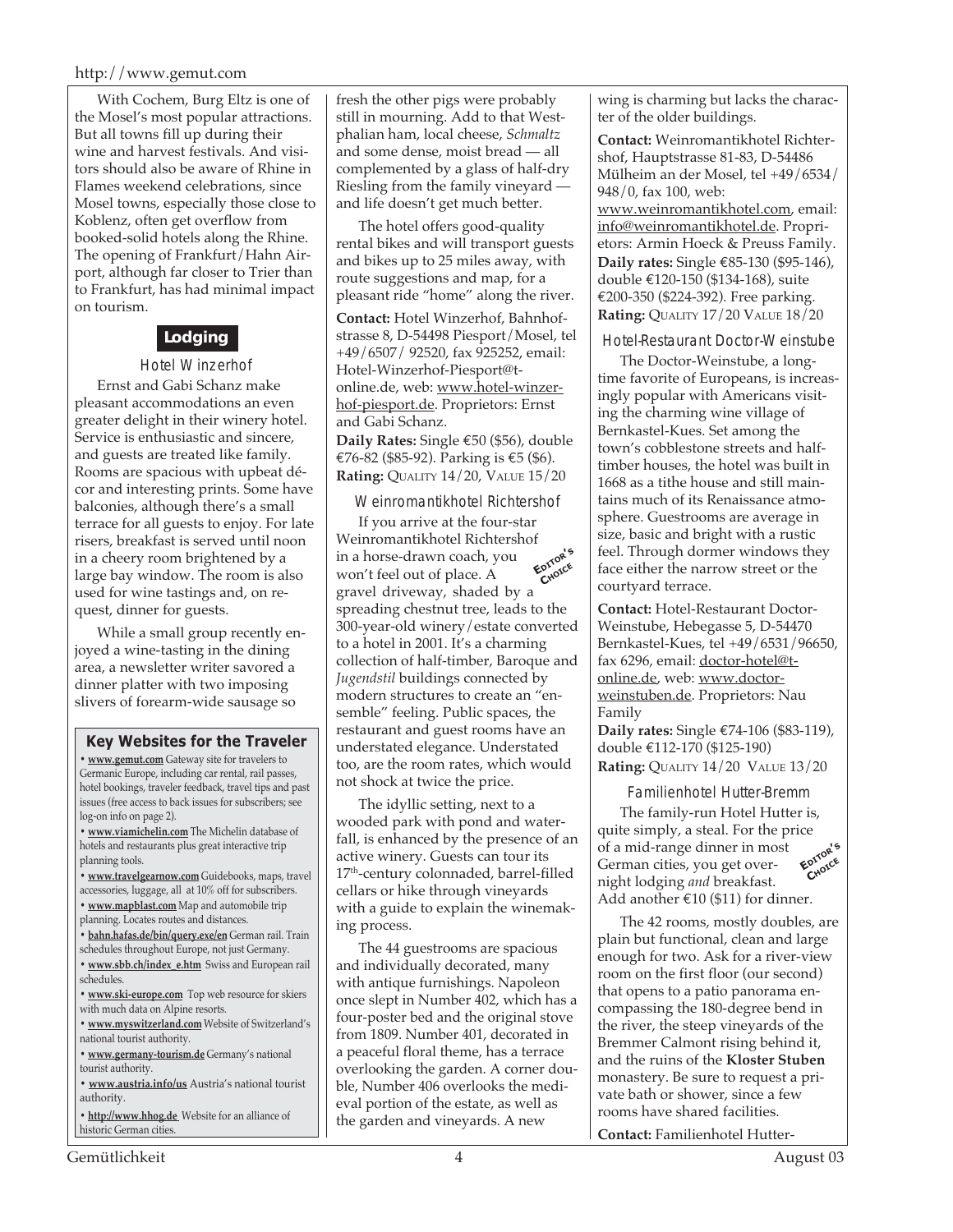With Cochem, Burg Eltz is one of the Mosel's most popular attractions. But all towns fill up during their wine and harvest festivals. And visitors should also be aware of Rhine in Flames weekend celebrations, since Mosel towns, especially those close to Koblenz, often get overflow from booked-solid hotels along the Rhine. The opening of Frankfurt/Hahn Airport, although far closer to Trier than to Frankfurt, has had minimal impact on tourism.

## Lodging

### Hotel Winzerhof

Ernst and Gabi Schanz make pleasant accommodations an even greater delight in their winery hotel. Service is enthusiastic and sincere, and guests are treated like family. Rooms are spacious with upbeat décor and interesting prints. Some have balconies, although there's a small terrace for all guests to enjoy. For late risers, breakfast is served until noon in a cheery room brightened by a large bay window. The room is also used for wine tastings and, on request, dinner for guests.

While a small group recently enjoyed a wine-tasting in the dining area, a newsletter writer savored a dinner platter with two imposing slivers of forearm-wide sausage so fresh the other pigs were probably still in mourning. Add to that Westphalian ham, local cheese, *Schmaltz* and some dense, moist bread — all complemented by a glass of half-dry Riesling from the family vineyard — and life doesn't get much better.

The hotel offers good-quality rental bikes and will transport guests and bikes up to 25 miles away, with route suggestions and map, for a pleasant ride "home" along the river.

**Contact:** Hotel Winzerhof, Bahnhofstrasse 8, D-54498 Piesport/Mosel, tel +49/6507/ 92520, fax 925252, email: Hotel-Winzerhof-Piesport@t-online.de, web: www.hotel-winzerhof-piesport.de. Proprietors: Ernst and Gabi Schanz.
**Daily Rates:** Single €50 ($56), double €76-82 ($85-92). Parking is €5 ($6).
**Rating:** QUALITY 14/20, VALUE 15/20

### Weinromantikhotel Richtershof

EDITOR'S CHOICE

If you arrive at the four-star Weinromantikhotel Richtershof in a horse-drawn coach, you won't feel out of place. A gravel driveway, shaded by a spreading chestnut tree, leads to the 300-year-old winery/estate converted to a hotel in 2001. It's a charming collection of half-timber, Baroque and *Jugendstil* buildings connected by modern structures to create an "ensemble" feeling. Public spaces, the restaurant and guest rooms have an understated elegance. Understated too, are the room rates, which would not shock at twice the price.

The idyllic setting, next to a wooded park with pond and waterfall, is enhanced by the presence of an active winery. Guests can tour its 17th-century colonnaded, barrel-filled cellars or hike through vineyards with a guide to explain the winemaking process.

The 44 guestrooms are spacious and individually decorated, many with antique furnishings. Napoleon once slept in Number 402, which has a four-poster bed and the original stove from 1809. Number 401, decorated in a peaceful floral theme, has a terrace overlooking the garden. A corner double, Number 406 overlooks the medieval portion of the estate, as well as the garden and vineyards. A new wing is charming but lacks the character of the older buildings.

**Contact:** Weinromantikhotel Richtershof, Hauptstrasse 81-83, D-54486 Mülheim an der Mosel, tel +49/6534/ 948/0, fax 100, web: www.weinromantikhotel.com, email: info@weinromantikhotel.de. Proprietors: Armin Hoeck & Preuss Family.
**Daily rates:** Single €85-130 ($95-146), double €120-150 ($134-168), suite €200-350 ($224-392). Free parking.
**Rating:** QUALITY 17/20 VALUE 18/20

### Hotel-Restaurant Doctor-Weinstube

The Doctor-Weinstube, a longtime favorite of Europeans, is increasingly popular with Americans visiting the charming wine village of Bernkastel-Kues. Set among the town's cobblestone streets and half-timber houses, the hotel was built in 1668 as a tithe house and still maintains much of its Renaissance atmosphere. Guestrooms are average in size, basic and bright with a rustic feel. Through dormer windows they face either the narrow street or the courtyard terrace.

**Contact:** Hotel-Restaurant Doctor-Weinstube, Hebegasse 5, D-54470 Bernkastel-Kues, tel +49/6531/96650, fax 6296, email: doctor-hotel@t-online.de, web: www.doctor-weinstuben.de. Proprietors: Nau Family
**Daily rates:** Single €74-106 ($83-119), double €112-170 ($125-190)
**Rating:** QUALITY 14/20 VALUE 13/20

### Familienhotel Hutter-Bremm

EDITOR'S CHOICE

The family-run Hotel Hutter is, quite simply, a steal. For the price of a mid-range dinner in most German cities, you get overnight lodging *and* breakfast. Add another €10 ($11) for dinner.

The 42 rooms, mostly doubles, are plain but functional, clean and large enough for two. Ask for a river-view room on the first floor (our second) that opens to a patio panorama encompassing the 180-degree bend in the river, the steep vineyards of the Bremmer Calmont rising behind it, and the ruins of the **Kloster Stuben** monastery. Be sure to request a private bath or shower, since a few rooms have shared facilities.

**Contact:** Familienhotel Hutter-

### Key Websites for the Traveler

- **www.gemut.com** Gateway site for travelers to Germanic Europe, including car rental, rail passes, hotel bookings, traveler feedback, travel tips and past issues (free access to back issues for subscribers; see log-on info on page 2).
- **www.viamichelin.com** The Michelin database of hotels and restaurants plus great interactive trip planning tools.
- **www.travelgearnow.com** Guidebooks, maps, travel accessories, luggage, all at 10% off for subscribers.
- **www.mapblast.com** Map and automobile trip planning. Locates routes and distances.
- **bahn.hafas.de/bin/query.exe/en** German rail. Train schedules throughout Europe, not just Germany.
- **www.sbb.ch/index_e.htm** Swiss and European rail schedules.
- **www.ski-europe.com** Top web resource for skiers with much data on Alpine resorts.
- **www.myswitzerland.com** Website of Switzerland's national tourist authority.
- **www.germany-tourism.de** Germany's national tourist authority.
- **www.austria.info/us** Austria's national tourist authority.
- **http://www.hhog.de** Website for an alliance of historic German cities.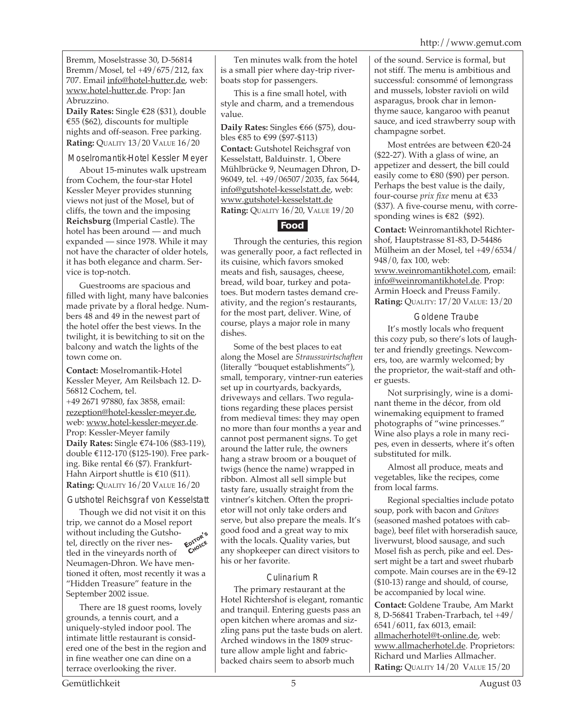Bremm, Moselstrasse 30, D-56814 Bremm/Mosel, tel +49/675/212, fax 707. Email info@hotel-hutter.de, web: www.hotel-hutter.de. Prop: Jan Abruzzino.

**Daily Rates:** Single €28 ($31), double €55 ($62), discounts for multiple nights and off-season. Free parking.
**Rating:** QUALITY 13/20 VALUE 16/20

### Moselromantik-Hotel Kessler Meyer

About 15-minutes walk upstream from Cochem, the four-star Hotel Kessler Meyer provides stunning views not just of the Mosel, but of cliffs, the town and the imposing **Reichsburg** (Imperial Castle). The hotel has been around — and much expanded — since 1978. While it may not have the character of older hotels, it has both elegance and charm. Service is top-notch.

Guestrooms are spacious and filled with light, many have balconies made private by a floral hedge. Numbers 48 and 49 in the newest part of the hotel offer the best views. In the twilight, it is bewitching to sit on the balcony and watch the lights of the town come on.

**Contact:** Moselromantik-Hotel Kessler Meyer, Am Reilsbach 12. D-56812 Cochem, tel. +49 2671 97880, fax 3858, email: rezeption@hotel-kessler-meyer.de, web: www.hotel-kessler-meyer.de. Prop: Kessler-Meyer family
**Daily Rates:** Single €74-106 ($83-119), double €112-170 ($125-190). Free parking. Bike rental €6 ($7). Frankfurt-Hahn Airport shuttle is €10 ($11).
**Rating:** QUALITY 16/20 VALUE 16/20

### Gutshotel Reichsgraf von Kesselstatt

EDITOR'S CHOICE

Though we did not visit it on this trip, we cannot do a Mosel report without including the Gutshotel, directly on the river nestled in the vineyards north of Neumagen-Dhron. We have mentioned it often, most recently it was a "Hidden Treasure" feature in the September 2002 issue.

There are 18 guest rooms, lovely grounds, a tennis court, and a uniquely-styled indoor pool. The intimate little restaurant is considered one of the best in the region and in fine weather one can dine on a terrace overlooking the river.

Ten minutes walk from the hotel is a small pier where day-trip riverboats stop for passengers.

This is a fine small hotel, with style and charm, and a tremendous value.

**Daily Rates:** Singles €66 ($75), doubles €85 to €99 ($97-$113)
**Contact:** Gutshotel Reichsgraf von Kesselstatt, Balduinstr. 1, Obere Mühlbrücke 9, Neumagen Dhron, D-96049, tel. +49/06507/2035, fax 5644, info@gutshotel-kesselstatt.de, web: www.gutshotel-kesselstatt.de
**Rating:** QUALITY 16/20, VALUE 19/20

## Food

Through the centuries, this region was generally poor, a fact reflected in its cuisine, which favors smoked meats and fish, sausages, cheese, bread, wild boar, turkey and potatoes. But modern tastes demand creativity, and the region's restaurants, for the most part, deliver. Wine, of course, plays a major role in many dishes.

Some of the best places to eat along the Mosel are *Strausswirtschaften* (literally "bouquet establishments"), small, temporary, vintner-run eateries set up in courtyards, backyards, driveways and cellars. Two regulations regarding these places persist from medieval times: they may open no more than four months a year and cannot post permanent signs. To get around the latter rule, the owners hang a straw broom or a bouquet of twigs (hence the name) wrapped in ribbon. Almost all sell simple but tasty fare, usually straight from the vintner's kitchen. Often the proprietor will not only take orders and serve, but also prepare the meals. It's good food and a great way to mix with the locals. Quality varies, but any shopkeeper can direct visitors to his or her favorite.

### Culinarium R

The primary restaurant at the Hotel Richtershof is elegant, romantic and tranquil. Entering guests pass an open kitchen where aromas and sizzling pans put the taste buds on alert. Arched windows in the 1809 structure allow ample light and fabric-backed chairs seem to absorb much of the sound. Service is formal, but not stiff. The menu is ambitious and successful: consommé of lemongrass and mussels, lobster ravioli on wild asparagus, brook char in lemon-thyme sauce, kangaroo with peanut sauce, and iced strawberry soup with champagne sorbet.

Most entrées are between €20-24 ($22-27). With a glass of wine, an appetizer and dessert, the bill could easily come to €80 ($90) per person. Perhaps the best value is the daily, four-course *prix fixe* menu at €33 ($37). A five-course menu, with corresponding wines is €82 ($92).

**Contact:** Weinromantikhotel Richtershof, Hauptstrasse 81-83, D-54486 Mülheim an der Mosel, tel +49/6534/948/0, fax 100, web: www.weinromantikhotel.com, email: info@weinromantikhotel.de. Prop: Armin Hoeck and Preuss Family.
**Rating:** QUALITY: 17/20 VALUE: 13/20

### Goldene Traube

It's mostly locals who frequent this cozy pub, so there's lots of laughter and friendly greetings. Newcomers, too, are warmly welcomed; by the proprietor, the wait-staff and other guests.

Not surprisingly, wine is a dominant theme in the décor, from old winemaking equipment to framed photographs of "wine princesses." Wine also plays a role in many recipes, even in desserts, where it's often substituted for milk.

Almost all produce, meats and vegetables, like the recipes, come from local farms.

Regional specialties include potato soup, pork with bacon and *Gräwes* (seasoned mashed potatoes with cabbage), beef filet with horseradish sauce, liverwurst, blood sausage, and such Mosel fish as perch, pike and eel. Dessert might be a tart and sweet rhubarb compote. Main courses are in the €9-12 ($10-13) range and should, of course, be accompanied by local wine.

**Contact:** Goldene Traube, Am Markt 8, D-56841 Traben-Trarbach, tel +49/6541/6011, fax 6013, email: allmacherhotel@t-online.de, web: www.allmacherhotel.de. Proprietors: Richard und Marlies Allmacher.
**Rating:** QUALITY 14/20 VALUE 15/20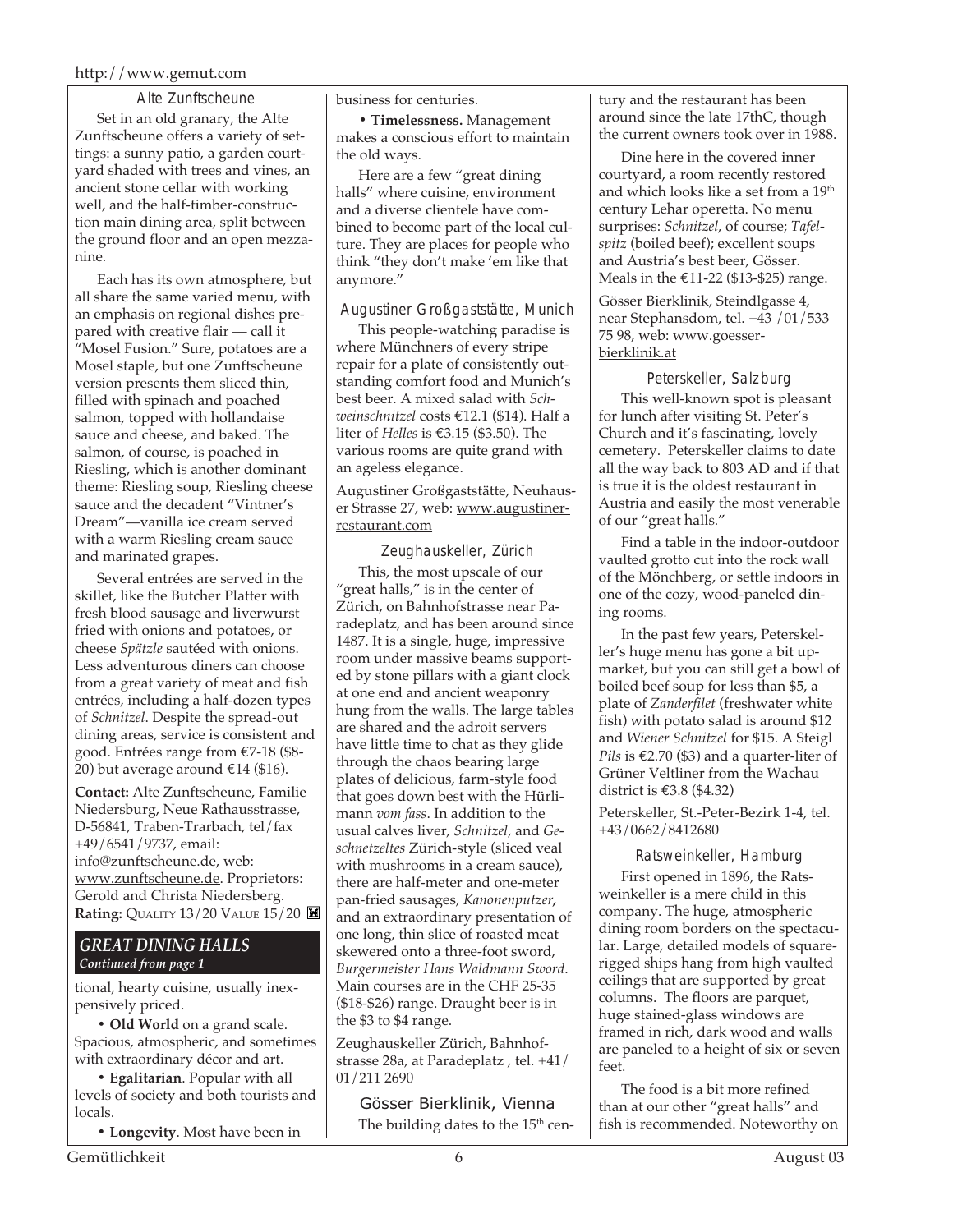### Alte Zunftscheune

Set in an old granary, the Alte Zunftscheune offers a variety of settings: a sunny patio, a garden courtyard shaded with trees and vines, an ancient stone cellar with working well, and the half-timber-construction main dining area, split between the ground floor and an open mezzanine.

Each has its own atmosphere, but all share the same varied menu, with an emphasis on regional dishes prepared with creative flair — call it "Mosel Fusion." Sure, potatoes are a Mosel staple, but one Zunftscheune version presents them sliced thin, filled with spinach and poached salmon, topped with hollandaise sauce and cheese, and baked. The salmon, of course, is poached in Riesling, which is another dominant theme: Riesling soup, Riesling cheese sauce and the decadent "Vintner's Dream"—vanilla ice cream served with a warm Riesling cream sauce and marinated grapes.

Several entrées are served in the skillet, like the Butcher Platter with fresh blood sausage and liverwurst fried with onions and potatoes, or cheese *Spätzle* sautéed with onions. Less adventurous diners can choose from a great variety of meat and fish entrées, including a half-dozen types of *Schnitzel*. Despite the spread-out dining areas, service is consistent and good. Entrées range from €7-18 ($8-20) but average around €14 ($16).

**Contact:** Alte Zunftscheune, Familie Niedersburg, Neue Rathausstrasse, D-56841, Traben-Trarbach, tel/fax +49/6541/9737, email: info@zunftscheune.de, web: www.zunftscheune.de. Proprietors: Gerold and Christa Niedersberg.
**Rating:** QUALITY 13/20 VALUE 15/20

## GREAT DINING HALLS
*Continued from page 1*

tional, hearty cuisine, usually inexpensively priced.

- **Old World** on a grand scale. Spacious, atmospheric, and sometimes with extraordinary décor and art.
- **Egalitarian**. Popular with all levels of society and both tourists and locals.
- **Longevity**. Most have been in business for centuries.
- **Timelessness.** Management makes a conscious effort to maintain the old ways.

Here are a few "great dining halls" where cuisine, environment and a diverse clientele have combined to become part of the local culture. They are places for people who think "they don't make 'em like that anymore."

### Augustiner Großgaststätte, Munich

This people-watching paradise is where Münchners of every stripe repair for a plate of consistently outstanding comfort food and Munich's best beer. A mixed salad with *Schweineschnitzel* costs €12.1 ($14). Half a liter of *Helles* is €3.15 ($3.50). The various rooms are quite grand with an ageless elegance.

Augustiner Großgaststätte, Neuhauser Strasse 27, web: www.augustiner-restaurant.com

### Zeughauskeller, Zürich

This, the most upscale of our "great halls," is in the center of Zürich, on Bahnhofstrasse near Paradeplatz, and has been around since 1487. It is a single, huge, impressive room under massive beams supported by stone pillars with a giant clock at one end and ancient weaponry hung from the walls. The large tables are shared and the adroit servers have little time to chat as they glide through the chaos bearing large plates of delicious, farm-style food that goes down best with the Hürlimann *vom fass*. In addition to the usual calves liver, *Schnitzel*, and *Geschnetzeltes* Zürich-style (sliced veal with mushrooms in a cream sauce), there are half-meter and one-meter pan-fried sausages, *Kanonenputzer*, and an extraordinary presentation of one long, thin slice of roasted meat skewered onto a three-foot sword, *Burgermeister Hans Waldmann Sword*. Main courses are in the CHF 25-35 ($18-$26) range. Draught beer is in the $3 to $4 range.

Zeughauskeller Zürich, Bahnhofstrasse 28a, at Paradeplatz , tel. +41/01/211 2690

### Gösser Bierklinik, Vienna

The building dates to the 15th century and the restaurant has been around since the late 17thC, though the current owners took over in 1988.

Dine here in the covered inner courtyard, a room recently restored and which looks like a set from a 19th century Lehar operetta. No menu surprises: *Schnitzel*, of course; *Tafelspitz* (boiled beef); excellent soups and Austria's best beer, Gösser. Meals in the €11-22 ($13-$25) range.

Gösser Bierklinik, Steindlgasse 4, near Stephansdom, tel. +43 /01/533 75 98, web: www.goesser-bierklinik.at

### Peterskeller, Salzburg

This well-known spot is pleasant for lunch after visiting St. Peter's Church and it's fascinating, lovely cemetery. Peterskeller claims to date all the way back to 803 AD and if that is true it is the oldest restaurant in Austria and easily the most venerable of our "great halls."

Find a table in the indoor-outdoor vaulted grotto cut into the rock wall of the Mönchberg, or settle indoors in one of the cozy, wood-paneled dining rooms.

In the past few years, Peterskeller's huge menu has gone a bit upmarket, but you can still get a bowl of boiled beef soup for less than $5, a plate of *Zanderfilet* (freshwater white fish) with potato salad is around $12 and *Wiener Schnitzel* for $15. A Steigl *Pils* is €2.70 ($3) and a quarter-liter of Grüner Veltliner from the Wachau district is €3.8 ($4.32)

Peterskeller, St.-Peter-Bezirk 1-4, tel. +43/0662/8412680

### Ratsweinkeller, Hamburg

First opened in 1896, the Ratsweinkeller is a mere child in this company. The huge, atmospheric dining room borders on the spectacular. Large, detailed models of square-rigged ships hang from high vaulted ceilings that are supported by great columns. The floors are parquet, huge stained-glass windows are framed in rich, dark wood and walls are paneled to a height of six or seven feet.

The food is a bit more refined than at our other "great halls" and fish is recommended. Noteworthy on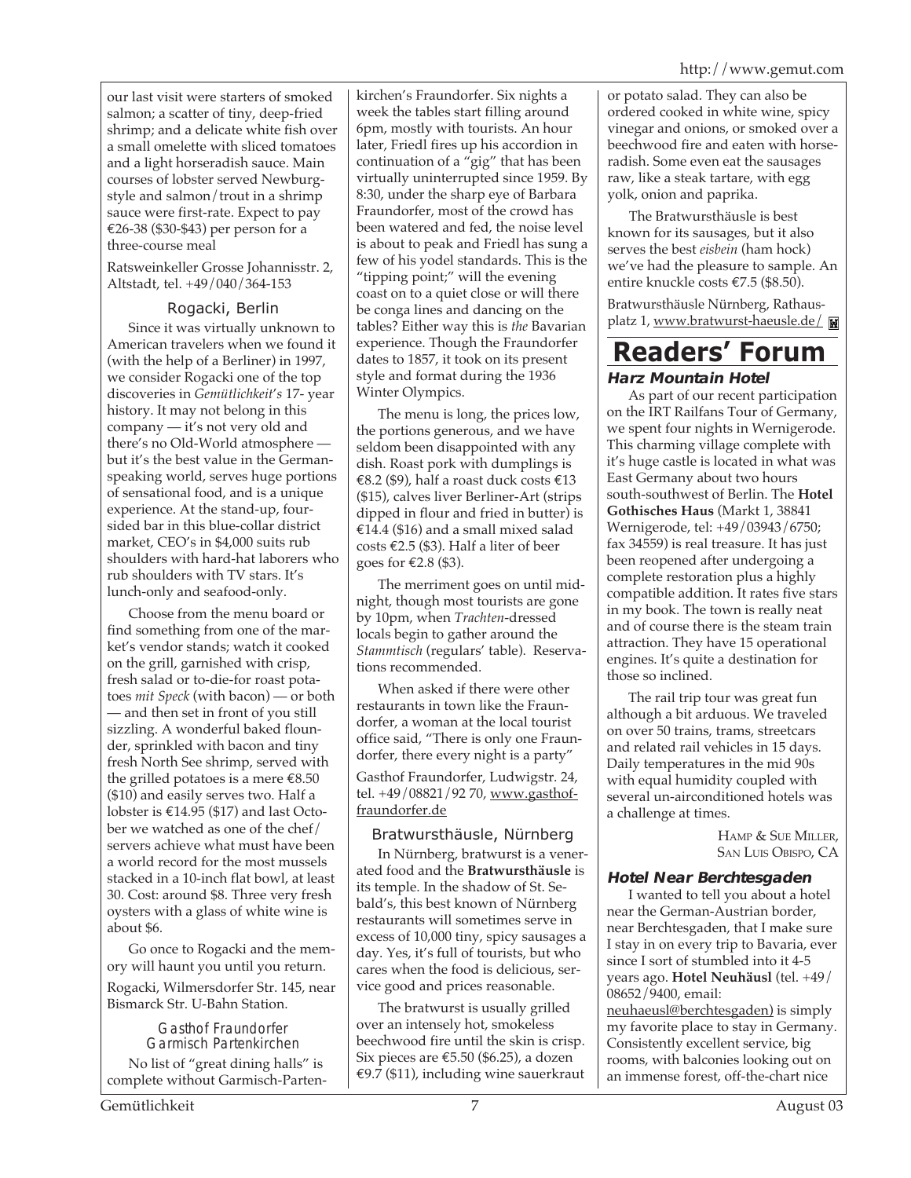our last visit were starters of smoked salmon; a scatter of tiny, deep-fried shrimp; and a delicate white fish over a small omelette with sliced tomatoes and a light horseradish sauce. Main courses of lobster served Newburg-style and salmon/trout in a shrimp sauce were first-rate. Expect to pay €26-38 ($30-$43) per person for a three-course meal

Ratsweinkeller Grosse Johannisstr. 2, Altstadt, tel. +49/040/364-153

### Rogacki, Berlin

Since it was virtually unknown to American travelers when we found it (with the help of a Berliner) in 1997, we consider Rogacki one of the top discoveries in *Gemütlichkeit's* 17- year history. It may not belong in this company — it's not very old and there's no Old-World atmosphere — but it's the best value in the German-speaking world, serves huge portions of sensational food, and is a unique experience. At the stand-up, four-sided bar in this blue-collar district market, CEO's in $4,000 suits rub shoulders with hard-hat laborers who rub shoulders with TV stars. It's lunch-only and seafood-only.

Choose from the menu board or find something from one of the market's vendor stands; watch it cooked on the grill, garnished with crisp, fresh salad or to-die-for roast potatoes *mit Speck* (with bacon) — or both — and then set in front of you still sizzling. A wonderful baked flounder, sprinkled with bacon and tiny fresh North Sea shrimp, served with the grilled potatoes is a mere €8.50 ($10) and easily serves two. Half a lobster is €14.95 ($17) and last October we watched as one of the chef/servers achieve what must have been a world record for the most mussels stacked in a 10-inch flat bowl, at least 30. Cost: around $8. Three very fresh oysters with a glass of white wine is about $6.

Go once to Rogacki and the memory will haunt you until you return.

Rogacki, Wilmersdorfer Str. 145, near Bismarck Str. U-Bahn Station.

### Gasthof Fraundorfer Garmisch Partenkirchen

No list of "great dining halls" is complete without Garmisch-Partenkirchen's Fraundorfer. Six nights a week the tables start filling around 6pm, mostly with tourists. An hour later, Friedl fires up his accordion in continuation of a "gig" that has been virtually uninterrupted since 1959. By 8:30, under the sharp eye of Barbara Fraundorfer, most of the crowd has been watered and fed, the noise level is about to peak and Friedl has sung a few of his yodel standards. This is the "tipping point;" will the evening coast on to a quiet close or will there be conga lines and dancing on the tables? Either way this is *the* Bavarian experience. Though the Fraundorfer dates to 1857, it took on its present style and format during the 1936 Winter Olympics.

The menu is long, the prices low, the portions generous, and we have seldom been disappointed with any dish. Roast pork with dumplings is €8.2 ($9), half a roast duck costs €13 ($15), calves liver Berliner-Art (strips dipped in flour and fried in butter) is €14.4 ($16) and a small mixed salad costs €2.5 ($3). Half a liter of beer goes for €2.8 ($3).

The merriment goes on until midnight, though most tourists are gone by 10pm, when *Trachten*-dressed locals begin to gather around the *Stammtisch* (regulars' table). Reservations recommended.

When asked if there were other restaurants in town like the Fraundorfer, a woman at the local tourist office said, "There is only one Fraundorfer, there every night is a party"

Gasthof Fraundorfer, Ludwigstr. 24, tel. +49/08821/92 70, www.gasthof-fraundorfer.de

### Bratwursthäusle, Nürnberg

In Nürnberg, bratwurst is a venerated food and the **Bratwursthäusle** is its temple. In the shadow of St. Sebald's, this best known of Nürnberg restaurants will sometimes serve in excess of 10,000 tiny, spicy sausages a day. Yes, it's full of tourists, but who cares when the food is delicious, service good and prices reasonable.

The bratwurst is usually grilled over an intensely hot, smokeless beechwood fire until the skin is crisp. Six pieces are €5.50 ($6.25), a dozen €9.7 ($11), including wine sauerkraut or potato salad. They can also be ordered cooked in white wine, spicy vinegar and onions, or smoked over a beechwood fire and eaten with horseradish. Some even eat the sausages raw, like a steak tartare, with egg yolk, onion and paprika.

The Bratwursthäusle is best known for its sausages, but it also serves the best *eisbein* (ham hock) we've had the pleasure to sample. An entire knuckle costs €7.5 ($8.50).

Bratwursthäusle Nürnberg, Rathausplatz 1, www.bratwurst-haeusle.de/

# Readers' Forum

### Harz Mountain Hotel

As part of our recent participation on the IRT Railfans Tour of Germany, we spent four nights in Wernigerode. This charming village complete with it's huge castle is located in what was East Germany about two hours south-southwest of Berlin. The **Hotel Gothisches Haus** (Markt 1, 38841 Wernigerode, tel: +49/03943/6750; fax 34559) is real treasure. It has just been reopened after undergoing a complete restoration plus a highly compatible addition. It rates five stars in my book. The town is really neat and of course there is the steam train attraction. They have 15 operational engines. It's quite a destination for those so inclined.

The rail trip tour was great fun although a bit arduous. We traveled on over 50 trains, trams, streetcars and related rail vehicles in 15 days. Daily temperatures in the mid 90s with equal humidity coupled with several un-airconditioned hotels was a challenge at times.

HAMP & SUE MILLER,
SAN LUIS OBISPO, CA

### Hotel Near Berchtesgaden

I wanted to tell you about a hotel near the German-Austrian border, near Berchtesgaden, that I make sure I stay in on every trip to Bavaria, ever since I sort of stumbled into it 4-5 years ago. **Hotel Neuhäusl** (tel. +49/08652/9400, email: neuhaeusl@berchtesgaden) is simply my favorite place to stay in Germany. Consistently excellent service, big rooms, with balconies looking out on an immense forest, off-the-chart nice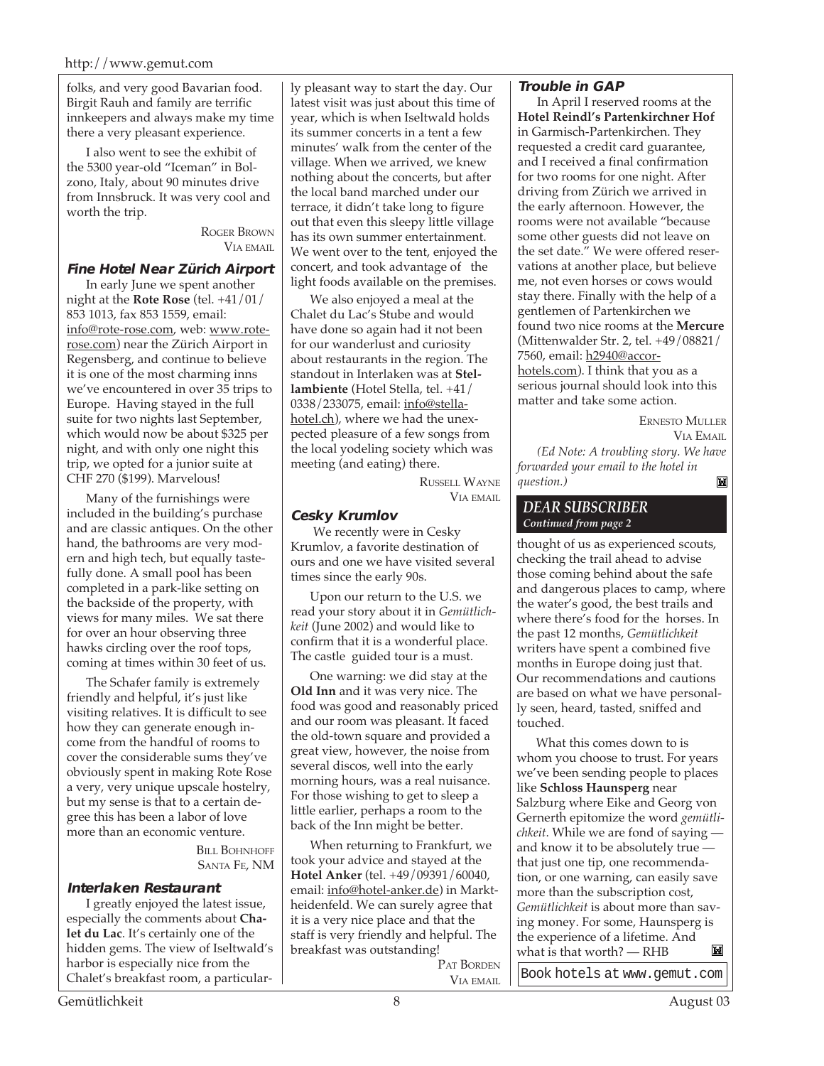folks, and very good Bavarian food. Birgit Rauh and family are terrific innkeepers and always make my time there a very pleasant experience.

I also went to see the exhibit of the 5300 year-old "Iceman" in Bolzono, Italy, about 90 minutes drive from Innsbruck. It was very cool and worth the trip.

ROGER BROWN
VIA EMAIL

### Fine Hotel Near Zürich Airport

In early June we spent another night at the **Rote Rose** (tel. +41/01/853 1013, fax 853 1559, email: info@rote-rose.com, web: www.rote-rose.com) near the Zürich Airport in Regensberg, and continue to believe it is one of the most charming inns we've encountered in over 35 trips to Europe. Having stayed in the full suite for two nights last September, which would now be about $325 per night, and with only one night this trip, we opted for a junior suite at CHF 270 ($199). Marvelous!

Many of the furnishings were included in the building's purchase and are classic antiques. On the other hand, the bathrooms are very modern and high tech, but equally tastefully done. A small pool has been completed in a park-like setting on the backside of the property, with views for many miles. We sat there for over an hour observing three hawks circling over the roof tops, coming at times within 30 feet of us.

The Schafer family is extremely friendly and helpful, it's just like visiting relatives. It is difficult to see how they can generate enough income from the handful of rooms to cover the considerable sums they've obviously spent in making Rote Rose a very, very unique upscale hostelry, but my sense is that to a certain degree this has been a labor of love more than an economic venture.

BILL BOHNHOFF
SANTA FE, NM

### Interlaken Restaurant

I greatly enjoyed the latest issue, especially the comments about **Chalet du Lac**. It's certainly one of the hidden gems. The view of Iseltwald's harbor is especially nice from the Chalet's breakfast room, a particularly pleasant way to start the day. Our latest visit was just about this time of year, which is when Iseltwald holds its summer concerts in a tent a few minutes' walk from the center of the village. When we arrived, we knew nothing about the concerts, but after the local band marched under our terrace, it didn't take long to figure out that even this sleepy little village has its own summer entertainment. We went over to the tent, enjoyed the concert, and took advantage of the light foods available on the premises.

We also enjoyed a meal at the Chalet du Lac's Stube and would have done so again had it not been for our wanderlust and curiosity about restaurants in the region. The standout in Interlaken was at **Stellambiente** (Hotel Stella, tel. +41/0338/233075, email: info@stella-hotel.ch), where we had the unexpected pleasure of a few songs from the local yodeling society which was meeting (and eating) there.

RUSSELL WAYNE
VIA EMAIL

### Cesky Krumlov

We recently were in Cesky Krumlov, a favorite destination of ours and one we have visited several times since the early 90s.

Upon our return to the U.S. we read your story about it in *Gemütlichkeit* (June 2002) and would like to confirm that it is a wonderful place. The castle guided tour is a must.

One warning: we did stay at the **Old Inn** and it was very nice. The food was good and reasonably priced and our room was pleasant. It faced the old-town square and provided a great view, however, the noise from several discos, well into the early morning hours, was a real nuisance. For those wishing to get to sleep a little earlier, perhaps a room to the back of the Inn might be better.

When returning to Frankfurt, we took your advice and stayed at the **Hotel Anker** (tel. +49/09391/60040, email: info@hotel-anker.de) in Marktheidenfeld. We can surely agree that it is a very nice place and that the staff is very friendly and helpful. The breakfast was outstanding!

PAT BORDEN
VIA EMAIL

### Trouble in GAP

In April I reserved rooms at the **Hotel Reindl's Partenkirchner Hof** in Garmisch-Partenkirchen. They requested a credit card guarantee, and I received a final confirmation for two rooms for one night. After driving from Zürich we arrived in the early afternoon. However, the rooms were not available "because some other guests did not leave on the set date." We were offered reservations at another place, but believe me, not even horses or cows would stay there. Finally with the help of a gentlemen of Partenkirchen we found two nice rooms at the **Mercure** (Mittenwalder Str. 2, tel. +49/08821/7560, email: h2940@accor-hotels.com). I think that you as a serious journal should look into this matter and take some action.

ERNESTO MULLER
VIA EMAIL

*(Ed Note: A troubling story. We have forwarded your email to the hotel in question.)*

## DEAR SUBSCRIBER
*Continued from page 2*

thought of us as experienced scouts, checking the trail ahead to advise those coming behind about the safe and dangerous places to camp, where the water's good, the best trails and where there's food for the horses. In the past 12 months, *Gemütlichkeit* writers have spent a combined five months in Europe doing just that. Our recommendations and cautions are based on what we have personally seen, heard, tasted, sniffed and touched.

What this comes down to is whom you choose to trust. For years we've been sending people to places like **Schloss Haunsperg** near Salzburg where Eike and Georg von Gernerth epitomize the word *gemütlichkeit*. While we are fond of saying — and know it to be absolutely true — that just one tip, one recommendation, or one warning, can easily save more than the subscription cost, *Gemütlichkeit* is about more than saving money. For some, Haunsperg is the experience of a lifetime. And what is that worth? — RHB

Book hotels at www.gemut.com